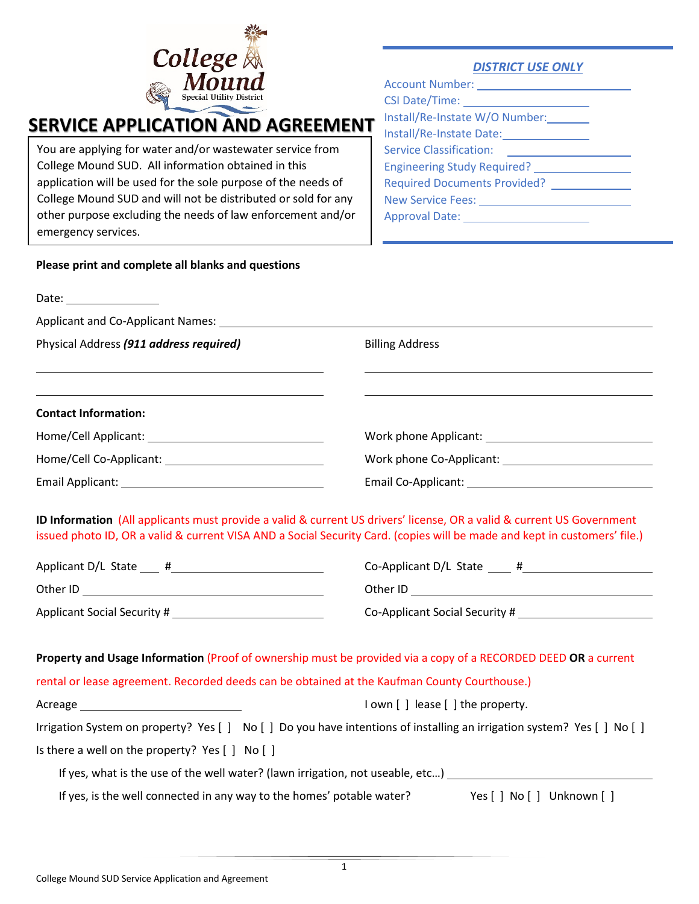# SERVICE APPLICATION AND AGREEMENT

You are applying for water and/or wastewater service from College Mound SUD. All information obtained in this application will be used for the sole purpose of the needs of College Mound SUD and will not be distributed or sold for any other purpose excluding the needs of law enforcement and/or emergency services.

***DISTRICT USE ONLY***

Account Number: ______________________

CSI Date/Time: ______________________

Install/Re-Instate W/O Number: ________

Install/Re-Instate Date: ______________

Service Classification: _______________

Engineering Study Required? __________

Required Documents Provided? ________

New Service Fees: ____________________

Approval Date: _______________________

**Please print and complete all blanks and questions**

Date: ______________

Applicant and Co-Applicant Names: ____________________________________________

Physical Address ***(911 address required)***

______________________________________

______________________________________

Billing Address

______________________________________

______________________________________

**Contact Information:**

Home/Cell Applicant: ______________________

Work phone Applicant: ______________________

Home/Cell Co-Applicant: ______________________

Work phone Co-Applicant: ______________________

Email Applicant: ______________________

Email Co-Applicant: ______________________

**ID Information** (All applicants must provide a valid & current US drivers' license, OR a valid & current US Government issued photo ID, OR a valid & current VISA AND a Social Security Card. (copies will be made and kept in customers' file.)

Applicant D/L State ___ #______________________

Co-Applicant D/L State ___ #______________________

Other ID ______________________

Other ID ______________________

Applicant Social Security # ______________________

Co-Applicant Social Security # ______________________

**Property and Usage Information** (Proof of ownership must be provided via a copy of a RECORDED DEED **OR** a current rental or lease agreement. Recorded deeds can be obtained at the Kaufman County Courthouse.)

Acreage ______________________

I own [ ] lease [ ] the property.

Irrigation System on property? Yes [ ] No [ ] Do you have intentions of installing an irrigation system? Yes [ ] No [ ]

Is there a well on the property? Yes [ ] No [ ]

If yes, what is the use of the well water? (lawn irrigation, not useable, etc…) ______________________

If yes, is the well connected in any way to the homes' potable water? Yes [ ] No [ ] Unknown [ ]

College Mound SUD Service Application and Agreement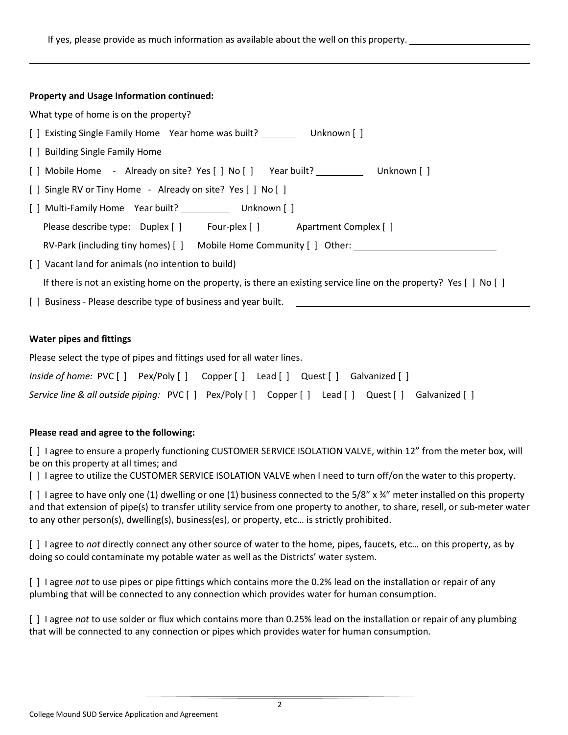If yes, please provide as much information as available about the well on this property. ________________________

______________________________________________________________________________________________

**Property and Usage Information continued:**

What type of home is on the property?

[ ] Existing Single Family Home   Year home was built? ________   Unknown [ ]

[ ] Building Single Family Home

[ ] Mobile Home  -  Already on site? Yes [ ] No [ ]   Year built? __________   Unknown [ ]

[ ] Single RV or Tiny Home  -  Already on site? Yes [ ] No [ ]

[ ] Multi-Family Home   Year built? __________   Unknown [ ]

Please describe type:  Duplex [ ]   Four-plex [ ]   Apartment Complex [ ]

RV-Park (including tiny homes) [ ]   Mobile Home Community [ ]  Other: ____________________________

[ ] Vacant land for animals (no intention to build)

If there is not an existing home on the property, is there an existing service line on the property? Yes [ ] No [ ]

[ ] Business - Please describe type of business and year built. ______________________________________________

**Water pipes and fittings**

Please select the type of pipes and fittings used for all water lines.

*Inside of home:* PVC [ ]   Pex/Poly [ ]   Copper [ ]   Lead [ ]   Quest [ ]   Galvanized [ ]

*Service line & all outside piping:* PVC [ ]   Pex/Poly [ ]   Copper [ ]   Lead [ ]   Quest [ ]   Galvanized [ ]

**Please read and agree to the following:**

[ ] I agree to ensure a properly functioning CUSTOMER SERVICE ISOLATION VALVE, within 12" from the meter box, will be on this property at all times; and

[ ] I agree to utilize the CUSTOMER SERVICE ISOLATION VALVE when I need to turn off/on the water to this property.

[ ] I agree to have only one (1) dwelling or one (1) business connected to the 5/8" x ¾" meter installed on this property and that extension of pipe(s) to transfer utility service from one property to another, to share, resell, or sub-meter water to any other person(s), dwelling(s), business(es), or property, etc… is strictly prohibited.

[ ] I agree to *not* directly connect any other source of water to the home, pipes, faucets, etc… on this property, as by doing so could contaminate my potable water as well as the Districts' water system.

[ ] I agree *not* to use pipes or pipe fittings which contains more the 0.2% lead on the installation or repair of any plumbing that will be connected to any connection which provides water for human consumption.

[ ] I agree *not* to use solder or flux which contains more than 0.25% lead on the installation or repair of any plumbing that will be connected to any connection or pipes which provides water for human consumption.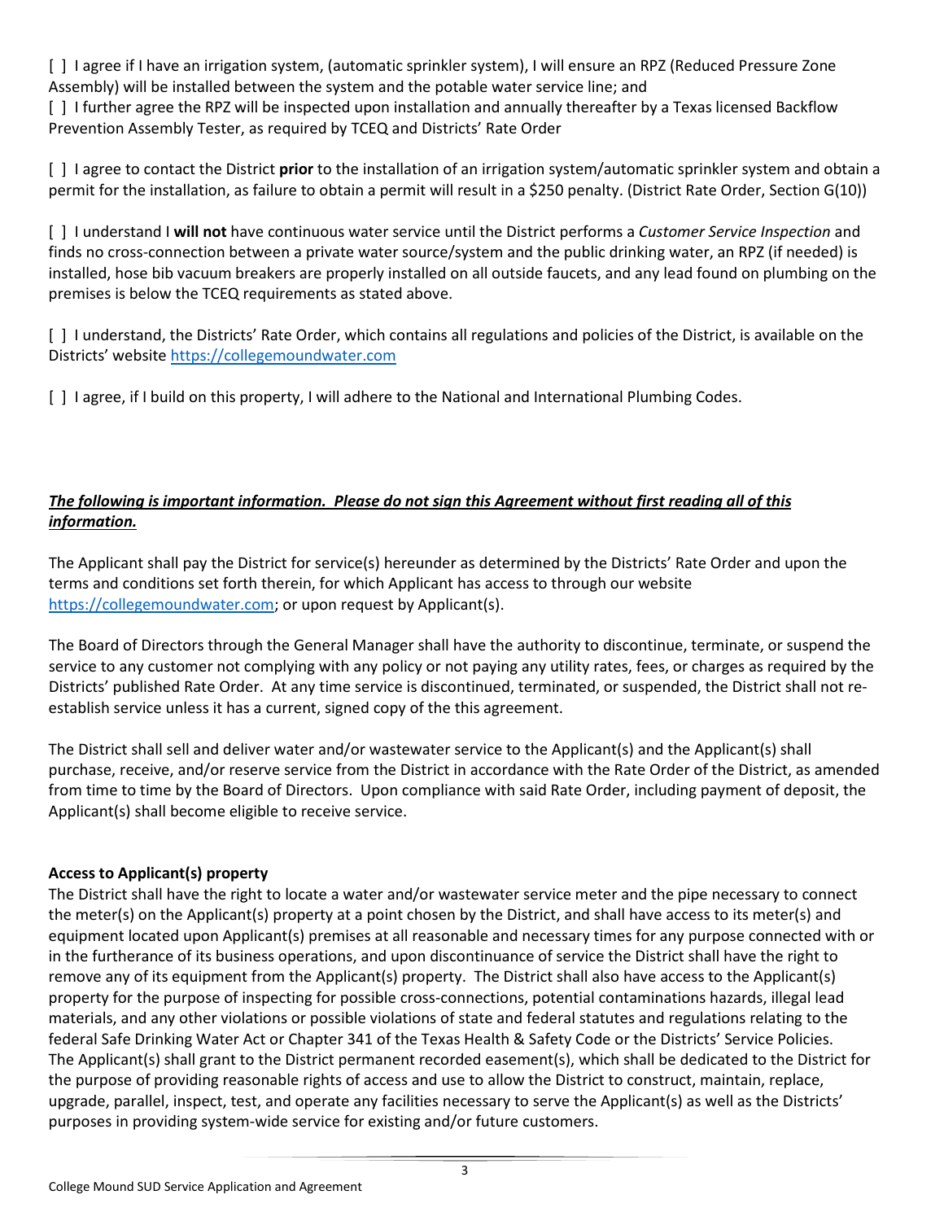[ ] I agree if I have an irrigation system, (automatic sprinkler system), I will ensure an RPZ (Reduced Pressure Zone Assembly) will be installed between the system and the potable water service line; and

[ ] I further agree the RPZ will be inspected upon installation and annually thereafter by a Texas licensed Backflow Prevention Assembly Tester, as required by TCEQ and Districts' Rate Order

[ ] I agree to contact the District **prior** to the installation of an irrigation system/automatic sprinkler system and obtain a permit for the installation, as failure to obtain a permit will result in a $250 penalty. (District Rate Order, Section G(10))

[ ] I understand I **will not** have continuous water service until the District performs a *Customer Service Inspection* and finds no cross-connection between a private water source/system and the public drinking water, an RPZ (if needed) is installed, hose bib vacuum breakers are properly installed on all outside faucets, and any lead found on plumbing on the premises is below the TCEQ requirements as stated above.

[ ] I understand, the Districts' Rate Order, which contains all regulations and policies of the District, is available on the Districts' website https://collegemoundwater.com

[ ] I agree, if I build on this property, I will adhere to the National and International Plumbing Codes.

***<u>The following is important information. Please do not sign this Agreement without first reading all of this information.</u>***

The Applicant shall pay the District for service(s) hereunder as determined by the Districts' Rate Order and upon the terms and conditions set forth therein, for which Applicant has access to through our website https://collegemoundwater.com; or upon request by Applicant(s).

The Board of Directors through the General Manager shall have the authority to discontinue, terminate, or suspend the service to any customer not complying with any policy or not paying any utility rates, fees, or charges as required by the Districts' published Rate Order. At any time service is discontinued, terminated, or suspended, the District shall not re-establish service unless it has a current, signed copy of the this agreement.

The District shall sell and deliver water and/or wastewater service to the Applicant(s) and the Applicant(s) shall purchase, receive, and/or reserve service from the District in accordance with the Rate Order of the District, as amended from time to time by the Board of Directors. Upon compliance with said Rate Order, including payment of deposit, the Applicant(s) shall become eligible to receive service.

**Access to Applicant(s) property**

The District shall have the right to locate a water and/or wastewater service meter and the pipe necessary to connect the meter(s) on the Applicant(s) property at a point chosen by the District, and shall have access to its meter(s) and equipment located upon Applicant(s) premises at all reasonable and necessary times for any purpose connected with or in the furtherance of its business operations, and upon discontinuance of service the District shall have the right to remove any of its equipment from the Applicant(s) property. The District shall also have access to the Applicant(s) property for the purpose of inspecting for possible cross-connections, potential contaminations hazards, illegal lead materials, and any other violations or possible violations of state and federal statutes and regulations relating to the federal Safe Drinking Water Act or Chapter 341 of the Texas Health & Safety Code or the Districts' Service Policies. The Applicant(s) shall grant to the District permanent recorded easement(s), which shall be dedicated to the District for the purpose of providing reasonable rights of access and use to allow the District to construct, maintain, replace, upgrade, parallel, inspect, test, and operate any facilities necessary to serve the Applicant(s) as well as the Districts' purposes in providing system-wide service for existing and/or future customers.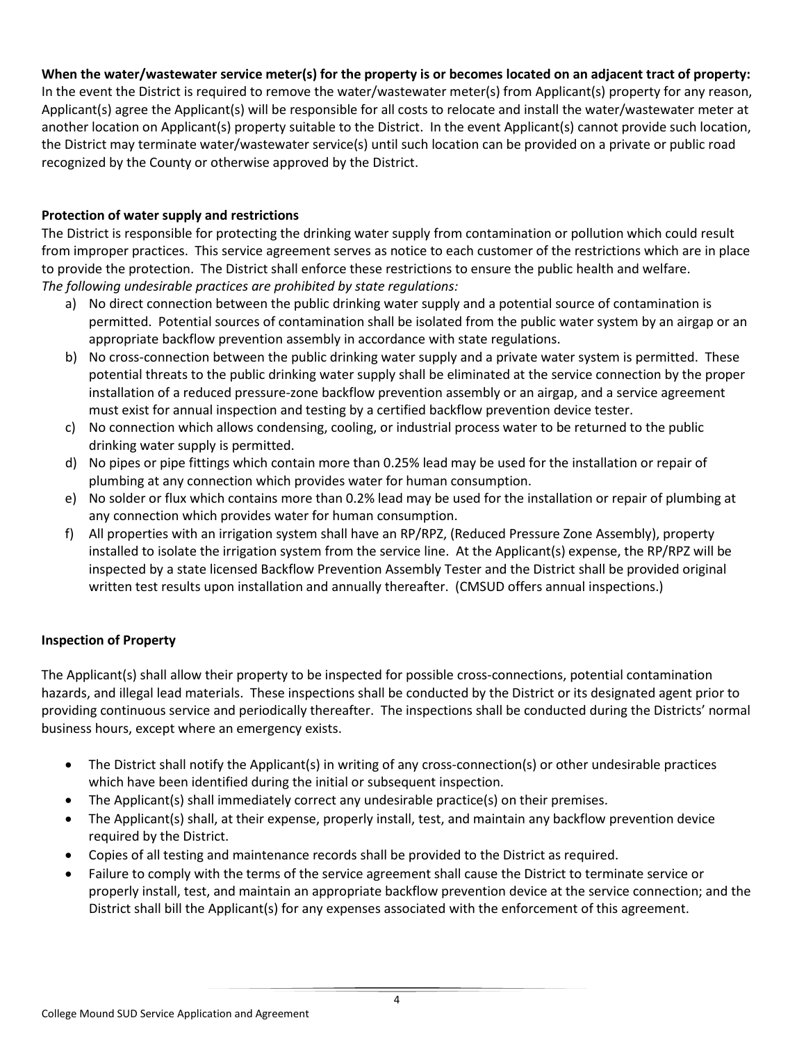**When the water/wastewater service meter(s) for the property is or becomes located on an adjacent tract of property:**
In the event the District is required to remove the water/wastewater meter(s) from Applicant(s) property for any reason, Applicant(s) agree the Applicant(s) will be responsible for all costs to relocate and install the water/wastewater meter at another location on Applicant(s) property suitable to the District. In the event Applicant(s) cannot provide such location, the District may terminate water/wastewater service(s) until such location can be provided on a private or public road recognized by the County or otherwise approved by the District.

**Protection of water supply and restrictions**
The District is responsible for protecting the drinking water supply from contamination or pollution which could result from improper practices. This service agreement serves as notice to each customer of the restrictions which are in place to provide the protection. The District shall enforce these restrictions to ensure the public health and welfare.
*The following undesirable practices are prohibited by state regulations:*

a) No direct connection between the public drinking water supply and a potential source of contamination is permitted. Potential sources of contamination shall be isolated from the public water system by an airgap or an appropriate backflow prevention assembly in accordance with state regulations.
b) No cross-connection between the public drinking water supply and a private water system is permitted. These potential threats to the public drinking water supply shall be eliminated at the service connection by the proper installation of a reduced pressure-zone backflow prevention assembly or an airgap, and a service agreement must exist for annual inspection and testing by a certified backflow prevention device tester.
c) No connection which allows condensing, cooling, or industrial process water to be returned to the public drinking water supply is permitted.
d) No pipes or pipe fittings which contain more than 0.25% lead may be used for the installation or repair of plumbing at any connection which provides water for human consumption.
e) No solder or flux which contains more than 0.2% lead may be used for the installation or repair of plumbing at any connection which provides water for human consumption.
f) All properties with an irrigation system shall have an RP/RPZ, (Reduced Pressure Zone Assembly), property installed to isolate the irrigation system from the service line. At the Applicant(s) expense, the RP/RPZ will be inspected by a state licensed Backflow Prevention Assembly Tester and the District shall be provided original written test results upon installation and annually thereafter. (CMSUD offers annual inspections.)

**Inspection of Property**

The Applicant(s) shall allow their property to be inspected for possible cross-connections, potential contamination hazards, and illegal lead materials. These inspections shall be conducted by the District or its designated agent prior to providing continuous service and periodically thereafter. The inspections shall be conducted during the Districts' normal business hours, except where an emergency exists.

- The District shall notify the Applicant(s) in writing of any cross-connection(s) or other undesirable practices which have been identified during the initial or subsequent inspection.
- The Applicant(s) shall immediately correct any undesirable practice(s) on their premises.
- The Applicant(s) shall, at their expense, properly install, test, and maintain any backflow prevention device required by the District.
- Copies of all testing and maintenance records shall be provided to the District as required.
- Failure to comply with the terms of the service agreement shall cause the District to terminate service or properly install, test, and maintain an appropriate backflow prevention device at the service connection; and the District shall bill the Applicant(s) for any expenses associated with the enforcement of this agreement.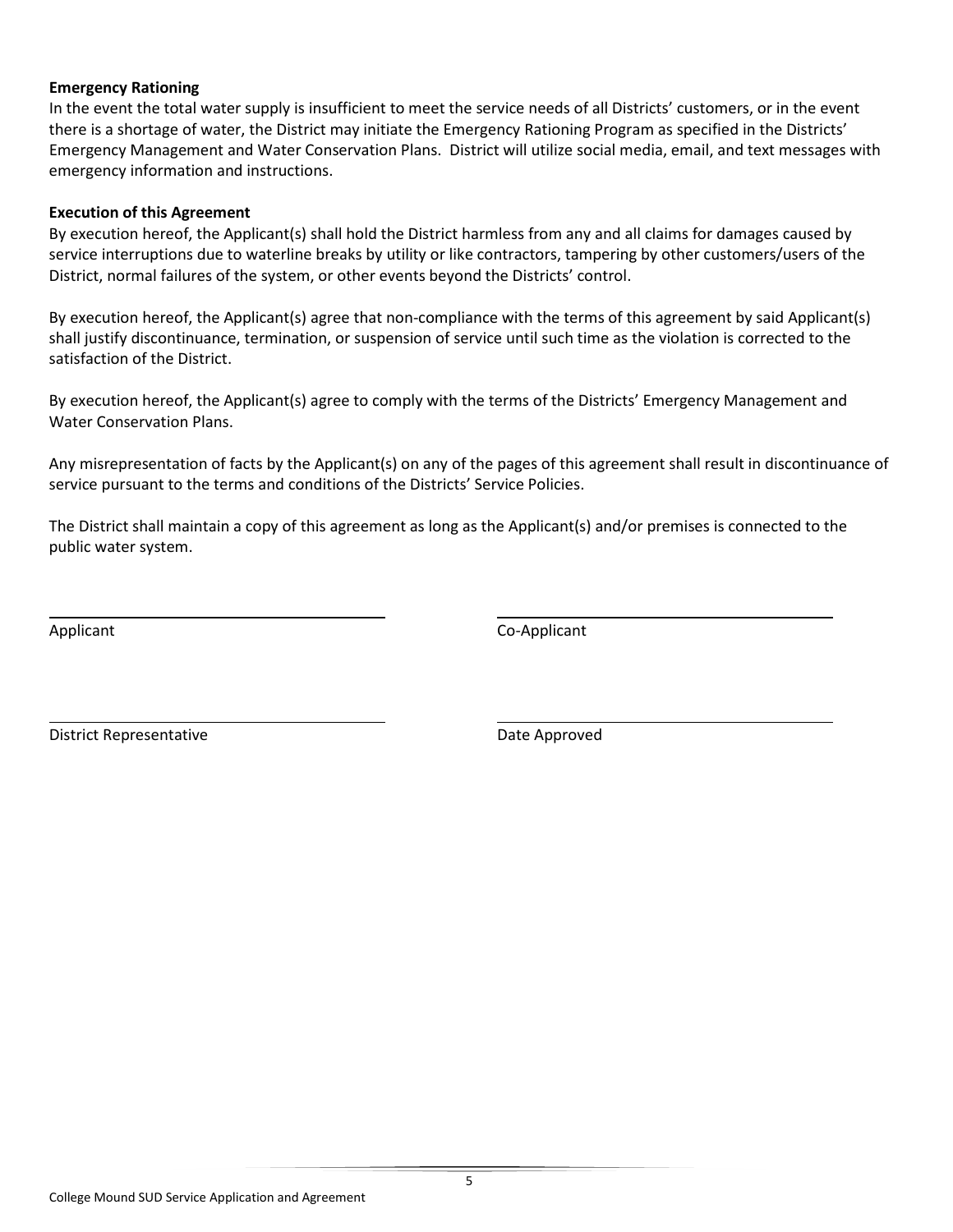**Emergency Rationing**

In the event the total water supply is insufficient to meet the service needs of all Districts' customers, or in the event there is a shortage of water, the District may initiate the Emergency Rationing Program as specified in the Districts' Emergency Management and Water Conservation Plans. District will utilize social media, email, and text messages with emergency information and instructions.

**Execution of this Agreement**

By execution hereof, the Applicant(s) shall hold the District harmless from any and all claims for damages caused by service interruptions due to waterline breaks by utility or like contractors, tampering by other customers/users of the District, normal failures of the system, or other events beyond the Districts' control.

By execution hereof, the Applicant(s) agree that non-compliance with the terms of this agreement by said Applicant(s) shall justify discontinuance, termination, or suspension of service until such time as the violation is corrected to the satisfaction of the District.

By execution hereof, the Applicant(s) agree to comply with the terms of the Districts' Emergency Management and Water Conservation Plans.

Any misrepresentation of facts by the Applicant(s) on any of the pages of this agreement shall result in discontinuance of service pursuant to the terms and conditions of the Districts' Service Policies.

The District shall maintain a copy of this agreement as long as the Applicant(s) and/or premises is connected to the public water system.

\_\_\_\_\_\_\_\_\_\_\_\_\_\_\_\_\_\_\_\_\_\_\_\_\_\_\_\_\_\_\_\_\_\_\_\_
Applicant

\_\_\_\_\_\_\_\_\_\_\_\_\_\_\_\_\_\_\_\_\_\_\_\_\_\_\_\_\_\_\_\_\_\_\_\_
Co-Applicant

\_\_\_\_\_\_\_\_\_\_\_\_\_\_\_\_\_\_\_\_\_\_\_\_\_\_\_\_\_\_\_\_\_\_\_\_
District Representative

\_\_\_\_\_\_\_\_\_\_\_\_\_\_\_\_\_\_\_\_\_\_\_\_\_\_\_\_\_\_\_\_\_\_\_\_
Date Approved